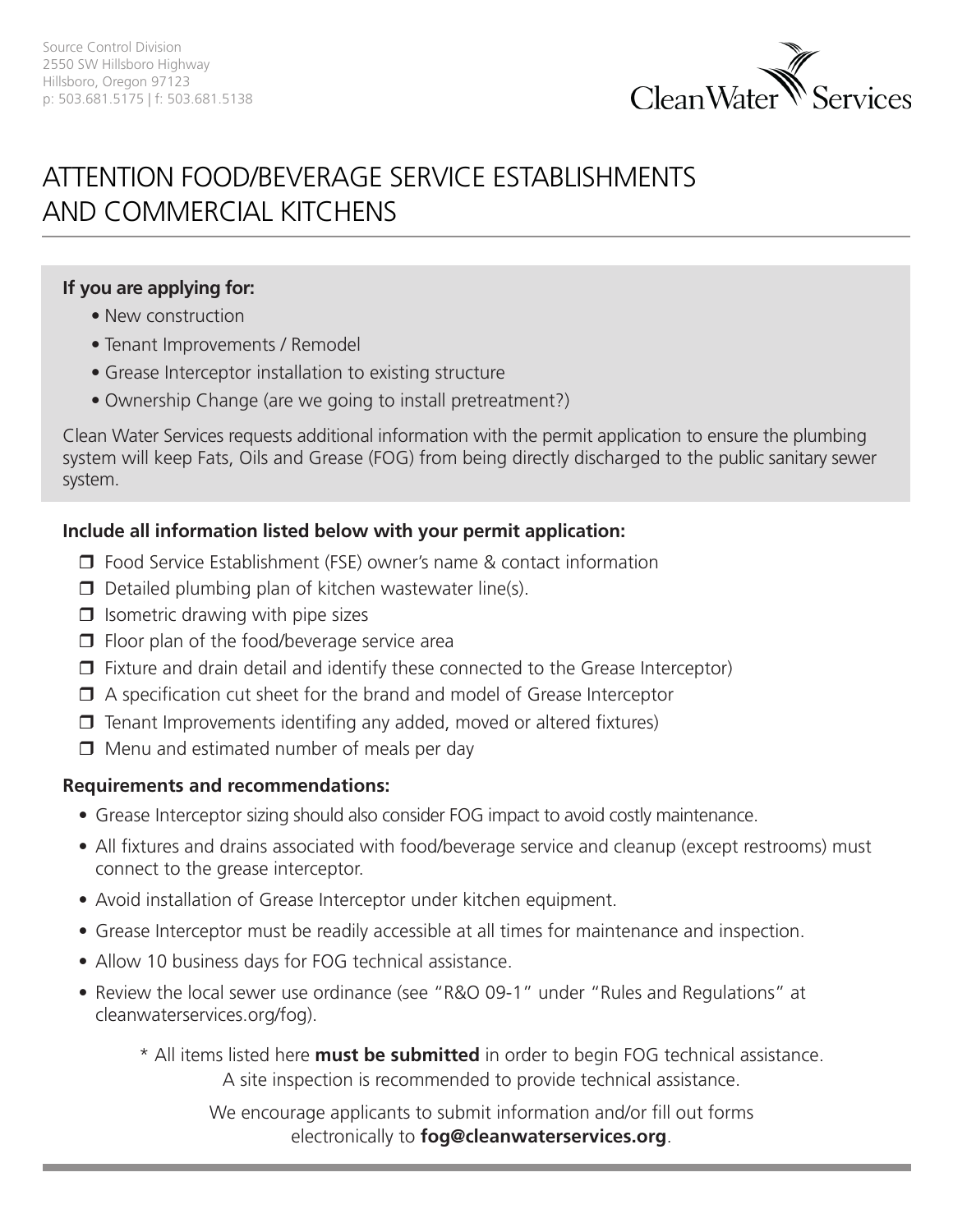Source Control Division
2550 SW Hillsboro Highway
Hillsboro, Oregon 97123
p: 503.681.5175 | f: 503.681.5138

Clean Water Services

# ATTENTION FOOD/BEVERAGE SERVICE ESTABLISHMENTS AND COMMERCIAL KITCHENS

**If you are applying for:**

- New construction
- Tenant Improvements / Remodel
- Grease Interceptor installation to existing structure
- Ownership Change (are we going to install pretreatment?)

Clean Water Services requests additional information with the permit application to ensure the plumbing system will keep Fats, Oils and Grease (FOG) from being directly discharged to the public sanitary sewer system.

**Include all information listed below with your permit application:**

- ☐ Food Service Establishment (FSE) owner's name & contact information
- ☐ Detailed plumbing plan of kitchen wastewater line(s).
- ☐ Isometric drawing with pipe sizes
- ☐ Floor plan of the food/beverage service area
- ☐ Fixture and drain detail and identify these connected to the Grease Interceptor)
- ☐ A specification cut sheet for the brand and model of Grease Interceptor
- ☐ Tenant Improvements identifing any added, moved or altered fixtures)
- ☐ Menu and estimated number of meals per day

**Requirements and recommendations:**

- Grease Interceptor sizing should also consider FOG impact to avoid costly maintenance.
- All fixtures and drains associated with food/beverage service and cleanup (except restrooms) must connect to the grease interceptor.
- Avoid installation of Grease Interceptor under kitchen equipment.
- Grease Interceptor must be readily accessible at all times for maintenance and inspection.
- Allow 10 business days for FOG technical assistance.
- Review the local sewer use ordinance (see "R&O 09-1" under "Rules and Regulations" at cleanwaterservices.org/fog).

\* All items listed here **must be submitted** in order to begin FOG technical assistance. A site inspection is recommended to provide technical assistance.

We encourage applicants to submit information and/or fill out forms electronically to **fog@cleanwaterservices.org**.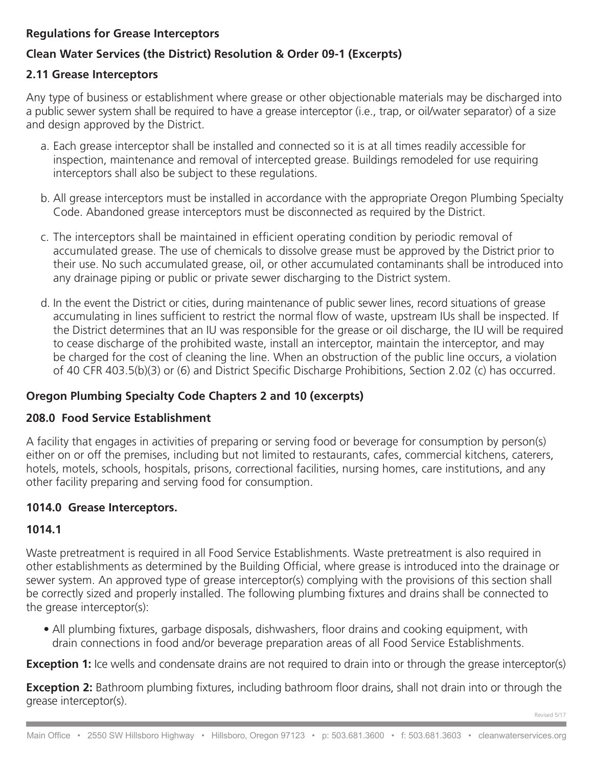**Regulations for Grease Interceptors**

**Clean Water Services (the District) Resolution & Order 09-1 (Excerpts)**

**2.11 Grease Interceptors**

Any type of business or establishment where grease or other objectionable materials may be discharged into a public sewer system shall be required to have a grease interceptor (i.e., trap, or oil/water separator) of a size and design approved by the District.

a. Each grease interceptor shall be installed and connected so it is at all times readily accessible for inspection, maintenance and removal of intercepted grease. Buildings remodeled for use requiring interceptors shall also be subject to these regulations.

b. All grease interceptors must be installed in accordance with the appropriate Oregon Plumbing Specialty Code. Abandoned grease interceptors must be disconnected as required by the District.

c. The interceptors shall be maintained in efficient operating condition by periodic removal of accumulated grease. The use of chemicals to dissolve grease must be approved by the District prior to their use. No such accumulated grease, oil, or other accumulated contaminants shall be introduced into any drainage piping or public or private sewer discharging to the District system.

d. In the event the District or cities, during maintenance of public sewer lines, record situations of grease accumulating in lines sufficient to restrict the normal flow of waste, upstream IUs shall be inspected. If the District determines that an IU was responsible for the grease or oil discharge, the IU will be required to cease discharge of the prohibited waste, install an interceptor, maintain the interceptor, and may be charged for the cost of cleaning the line. When an obstruction of the public line occurs, a violation of 40 CFR 403.5(b)(3) or (6) and District Specific Discharge Prohibitions, Section 2.02 (c) has occurred.

**Oregon Plumbing Specialty Code Chapters 2 and 10 (excerpts)**

**208.0 Food Service Establishment**

A facility that engages in activities of preparing or serving food or beverage for consumption by person(s) either on or off the premises, including but not limited to restaurants, cafes, commercial kitchens, caterers, hotels, motels, schools, hospitals, prisons, correctional facilities, nursing homes, care institutions, and any other facility preparing and serving food for consumption.

**1014.0 Grease Interceptors.**

**1014.1**

Waste pretreatment is required in all Food Service Establishments. Waste pretreatment is also required in other establishments as determined by the Building Official, where grease is introduced into the drainage or sewer system. An approved type of grease interceptor(s) complying with the provisions of this section shall be correctly sized and properly installed. The following plumbing fixtures and drains shall be connected to the grease interceptor(s):

- All plumbing fixtures, garbage disposals, dishwashers, floor drains and cooking equipment, with drain connections in food and/or beverage preparation areas of all Food Service Establishments.

**Exception 1:** Ice wells and condensate drains are not required to drain into or through the grease interceptor(s)

**Exception 2:** Bathroom plumbing fixtures, including bathroom floor drains, shall not drain into or through the grease interceptor(s).

Revised 5/17